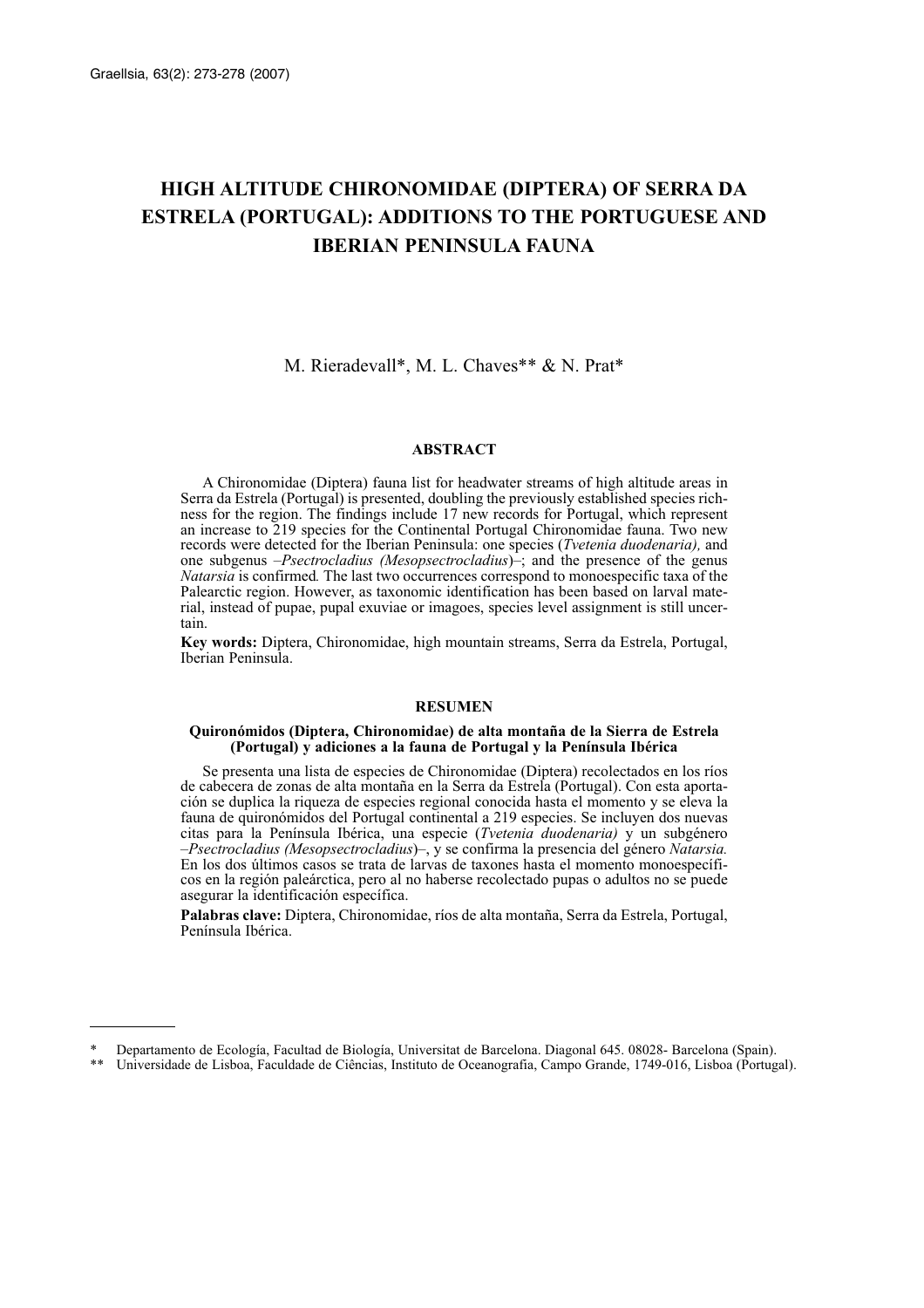# HIGH ALTITUDE CHIRONOMIDAE (DIPTERA) OF SERRA DA ESTRELA (PORTUGAL): ADDITIONS TO THE PORTUGUESE AND IBERIAN PENINSULA FAUNA

M. Rieradevall*, M. L. Chaves** & N. Prat*

## ABSTRACT

A Chironomidae (Diptera) fauna list for headwater streams of high altitude areas in Serra da Estrela (Portugal) is presented, doubling the previously established species richness for the region. The findings include 17 new records for Portugal, which represent an increase to 219 species for the Continental Portugal Chironomidae fauna. Two new records were detected for the Iberian Peninsula: one species (*Tvetenia duodenaria),* and one subgenus *–Psectrocladius (Mesopsectrocladius*)–; and the presence of the genus *Natarsia* is confirmed*.* The last two occurrences correspond to monoespecific taxa of the Palearctic region. However, as taxonomic identification has been based on larval material, instead of pupae, pupal exuviae or imagoes, species level assignment is still uncertain.

**Key words:** Diptera, Chironomidae, high mountain streams, Serra da Estrela, Portugal, Iberian Peninsula.

## RESUMEN

### Quironómidos (Diptera, Chironomidae) de alta montaña de la Sierra de Estrela (Portugal) y adiciones a la fauna de Portugal y la Península Ibérica

Se presenta una lista de especies de Chironomidae (Diptera) recolectados en los ríos de cabecera de zonas de alta montaña en la Serra da Estrela (Portugal). Con esta aportación se duplica la riqueza de especies regional conocida hasta el momento y se eleva la fauna de quironómidos del Portugal continental a 219 especies. Se incluyen dos nuevas citas para la Península Ibérica, una especie (*Tvetenia duodenaria)* y un subgénero *–Psectrocladius (Mesopsectrocladius*)–, y se confirma la presencia del género *Natarsia.* En los dos últimos casos se trata de taxones hasta el momento monoespecíficos en la región paleárctica, pero al no haberse recolectado pupas o adultos no se puede asegurar la identificación específica.

**Palabras clave:** Diptera, Chironomidae, ríos de alta montaña, Serra da Estrela, Portugal, Península Ibérica.

---

\* Departamento de Ecología, Facultad de Biología, Universitat de Barcelona. Diagonal 645. 08028- Barcelona (Spain).

\*\* Universidade de Lisboa, Faculdade de Ciências, Instituto de Oceanografia, Campo Grande, 1749-016, Lisboa (Portugal).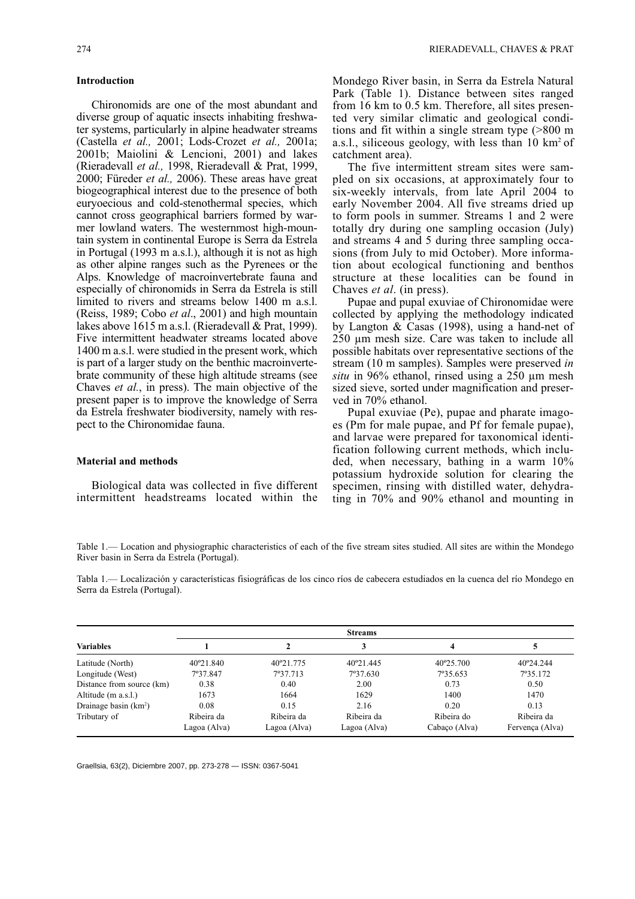## Introduction

Chironomids are one of the most abundant and diverse group of aquatic insects inhabiting freshwater systems, particularly in alpine headwater streams (Castella *et al.,* 2001; Lods-Crozet *et al.,* 2001a; 2001b; Maiolini & Lencioni, 2001) and lakes (Rieradevall *et al.,* 1998, Rieradevall & Prat, 1999, 2000; Füreder *et al.,* 2006). These areas have great biogeographical interest due to the presence of both euryoecious and cold-stenothermal species, which cannot cross geographical barriers formed by warmer lowland waters. The westernmost high-mountain system in continental Europe is Serra da Estrela in Portugal (1993 m a.s.l.), although it is not as high as other alpine ranges such as the Pyrenees or the Alps. Knowledge of macroinvertebrate fauna and especially of chironomids in Serra da Estrela is still limited to rivers and streams below 1400 m a.s.l. (Reiss, 1989; Cobo *et al*., 2001) and high mountain lakes above 1615 m a.s.l. (Rieradevall & Prat, 1999). Five intermittent headwater streams located above 1400 m a.s.l. were studied in the present work, which is part of a larger study on the benthic macroinvertebrate community of these high altitude streams (see Chaves *et al.*, in press). The main objective of the present paper is to improve the knowledge of Serra da Estrela freshwater biodiversity, namely with respect to the Chironomidae fauna.

## Material and methods

Biological data was collected in five different intermittent headstreams located within the Mondego River basin, in Serra da Estrela Natural Park (Table 1). Distance between sites ranged from 16 km to 0.5 km. Therefore, all sites presented very similar climatic and geological conditions and fit within a single stream type (>800 m a.s.l., siliceous geology, with less than 10 km$^2$ of catchment area).

The five intermittent stream sites were sampled on six occasions, at approximately four to six-weekly intervals, from late April 2004 to early November 2004. All five streams dried up to form pools in summer. Streams 1 and 2 were totally dry during one sampling occasion (July) and streams 4 and 5 during three sampling occasions (from July to mid October). More information about ecological functioning and benthos structure at these localities can be found in Chaves *et al*. (in press).

Pupae and pupal exuviae of Chironomidae were collected by applying the methodology indicated by Langton & Casas (1998), using a hand-net of 250 µm mesh size. Care was taken to include all possible habitats over representative sections of the stream (10 m samples). Samples were preserved *in situ* in 96% ethanol, rinsed using a 250 µm mesh sized sieve, sorted under magnification and preserved in 70% ethanol.

Pupal exuviae (Pe), pupae and pharate imagoes (Pm for male pupae, and Pf for female pupae), and larvae were prepared for taxonomical identification following current methods, which included, when necessary, bathing in a warm 10% potassium hydroxide solution for clearing the specimen, rinsing with distilled water, dehydrating in 70% and 90% ethanol and mounting in

Table 1.— Location and physiographic characteristics of each of the five stream sites studied. All sites are within the Mondego River basin in Serra da Estrela (Portugal).

Tabla 1.— Localización y características fisiográficas de los cinco ríos de cabecera estudiados en la cuenca del río Mondego en Serra da Estrela (Portugal).

| Variables | Streams | | | | |
|---|---|---|---|---|---|
| | 1 | 2 | 3 | 4 | 5 |
| Latitude (North) | 40º21.840 | 40º21.775 | 40º21.445 | 40º25.700 | 40º24.244 |
| Longitude (West) | 7º37.847 | 7º37.713 | 7º37.630 | 7º35.653 | 7º35.172 |
| Distance from source (km) | 0.38 | 0.40 | 2.00 | 0.73 | 0.50 |
| Altitude (m a.s.l.) | 1673 | 1664 | 1629 | 1400 | 1470 |
| Drainage basin (km$^2$) | 0.08 | 0.15 | 2.16 | 0.20 | 0.13 |
| Tributary of | Ribeira da Lagoa (Alva) | Ribeira da Lagoa (Alva) | Ribeira da Lagoa (Alva) | Ribeira do Cabaço (Alva) | Ribeira da Fervença (Alva) |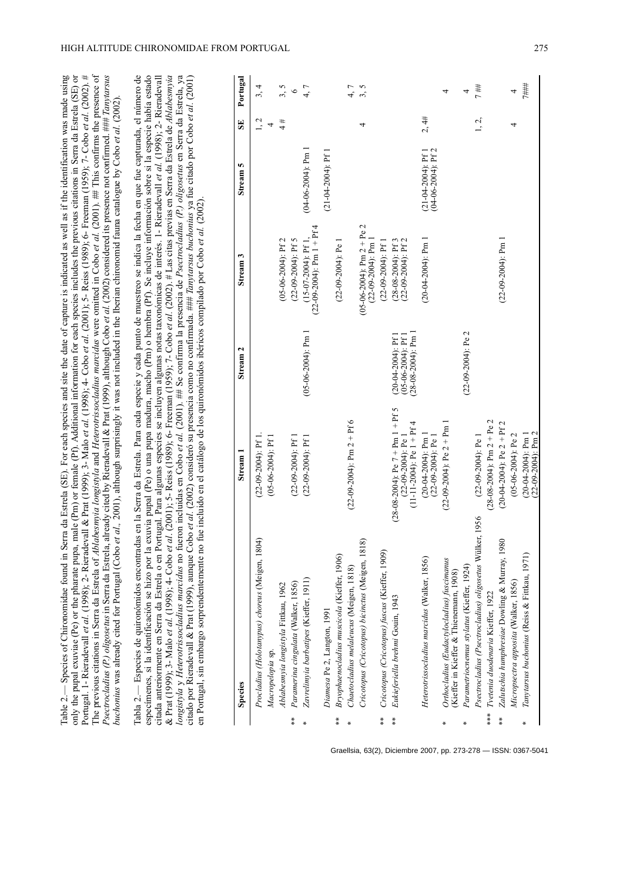Table 2.— Species of Chironomidae found in Serra da Estrela (SE). For each species and site the date of capture is indicated as well as if the identification was made using only the pupal exuviae (Pe) or the pharate pupa, male (Pm) or female (Pf). Additional information for each species includes the previous citations in Serra da Estrela (SE) or Portugal. 1- Rieradevall *et al.* (1998); 2- Rieradevall & Prat (1999); 3- Malo *et al.* (1998); 4- Cobo *et al.* (2001); 5- Reiss (1989); 6- Freeman (1959); 7- Cobo *et al.* (2002). # The previous citations in Serra da Estrela of *Ablabesmyia longistyla* and *Heterotrissocladius marcidus* were omitted in Cobo *et al.* (2001). ## This confirms the presence of *Psectrocladius (P.) oligosetus* in Serra da Estrela, already cited by Rieradevall & Prat (1999), although Cobo *et al.* (2002) considered its presence not confirmed. ### *Tanytarsus buchonius* was already cited for Portugal (Cobo *et al.*, 2001), although surprisingly it was not included in the Iberian chironomid fauna catalogue by Cobo *et al.* (2002).

Tabla 2.— Especies de quironómidos encontradas en la Serra da Estrela. Para cada especie y cada punto de muestreo se indica la fecha en que fue capturada, el número de especímenes, si la identificación se hizo por la exuvia pupal (Pe) o una pupa madura, macho (Pm) o hembra (Pf). Se incluye información sobre si la especie había estado citada anteriormente en Serra da Estrela o en Portugal. Para algunas especies se incluyen algunas notas taxonómicas de interés. 1- Rieradevall *et al.* (1998); 2- Rieradevall & Prat (1999); 3- Malo *et al.* (1998); 4- Cobo *et al.* (2001); 5- Reiss (1989); 6- Freeman (1959); 7- Cobo *et al.* (2002). # Las citas previas en Serra da Estrela de *Ablabesmyia longistyla* y *Heterotrissocladius marcidus* no fueron incluidas en Cobo *et al.* (2001). ## Se confirma la presencia de *Psectrocladius (P.) oligosetus* en Serra da Estrela, ya citado por Rieradevall & Prat (1999), aunque Cobo *et al.* (2002) consideró su presencia como no confirmada. ### *Tanytarsus buchonius* ya fue citado por Cobo *et al.* (2001) en Portugal, sin embargo sorprendentemente no fue incluido en el catálogo de los quironómidos ibéricos compilado por Cobo *et al.* (2002).

| | Species | Stream 1 | Stream 2 | Stream 3 | Stream 5 | SE | Portugal |
|---|---|---|---|---|---|---|---|
| | *Procladius (Holotanypus) choreus* (Meigen, 1804) | (22-09-2004): Pf 1. | | | | 1, 2 | 3, 4 |
| | *Macropelopia* sp. | (05-06-2004): Pf 1 | | | | 4 | |
| | *Ablabesmyia longistyla* Fittkau, 1962 | | | (05-06-2004): Pf 2 | | 4 # | 3, 5 |
| ** | *Paramerina cingulata* (Walker, 1856) | (22-09-2004): Pf 1 | | (22-09-2004): Pf 5 | | | 6 |
| * | *Zavrelimyia barbatipes* (Kieffer, 1911) | (22-09-2004): Pf 1 | (05-06-2004): Pm 1 | (15-07-2004): Pf 1, (22-09-2004): Pm 1 + Pf 4 | (04-06-2004): Pm 1 | | 4, 7 |
| | *Diamesa* Pe 2, Langton, 1991 | | | | (21-04-2004): Pf 1 | | |
| ** | *Bryophaenocladius muscicola* (Kieffer, 1906) | | | (22-09-2004): Pe 1 | | | |
| * | *Chaetocladius melaleucus* (Meigen, 1818) | (22-09-2004): Pm 2 + Pf 6 | | | | | 4, 7 |
| | *Cricotopus (Cricotopus) bicinctus* (Meigen, 1818) | | | (05-06-2004): Pm 2 + Pe 2 (22-09-2004): Pm 1 | | 4 | 3, 5 |
| ** | *Cricotopus (Cricotopus) fuscus* (Kieffer, 1909) | | | (22-09-2004): Pf 1 | | | |
| ** | *Eukiefferiella brehmi* Gouin, 1943 | (28-08-2004): Pe 7 + Pm 1 + Pf 5 (22-09-2004): Pe 1 (11-11-2004): Pe 1 + Pf 4 | (20-04-2004): Pf 1 (05-06-2004): Pf 1 (28-08-2004): Pm 1 | (28-08-2004): Pf 3 (22-09-2004): Pf 2 | | | |
| | *Heterotrissocladius marcidus* (Walker, 1856) | (20-04-2004): Pm 1 (22-09-2004): Pe 1 | | (20-04-2004): Pm 1 | (21-04-2004): Pf 1 (04-06-2004): Pf 2 | 2, 4# | |
| * | *Orthocladius (Eudactylocladius) fuscimanus* (Kieffer in Kieffer & Thienemann, 1908) | (22-09-2004): Pe 2 + Pm 1 | | | | | 4 |
| * | *Parametriocnemus stylatus* (Kieffer, 1924) | | (22-09-2004): Pe 2 | | | | 4 |
| | *Psectrocladius (Psectrocladius) oligosetus* Wülker, 1956 | (22-09-2004): Pe 1 | | | | 1, 2, | 7 ## |
| *** | *Tvetenia duodenaria* Kieffer, 1922 | (28-08-2004): Pm 2 + Pe 2 | | | | | |
| ** | *Zalutschia humphriesae* Dowling & Murray, 1980 | (20-04-2004): Pe 2 + Pf 2 | | (22-09-2004): Pm 1 | | | |
| | *Micropsectra apposita* (Walker, 1856) | (05-06-2004): Pe 2 | | | | 4 | 4 |
| * | *Tanytarsus buchonius* (Reiss & Fittkau, 1971) | (20-04-2004): Pm 1 (22-09-2004): Pm 2 | | | | | 7### |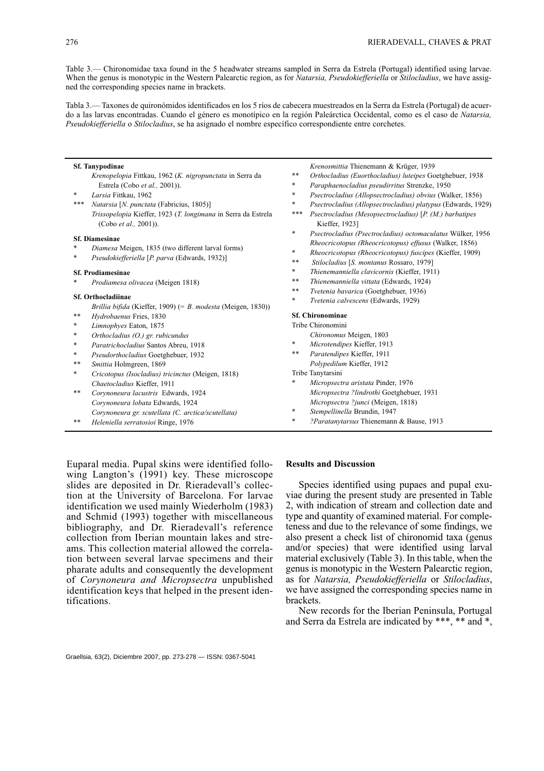Table 3.— Chironomidae taxa found in the 5 headwater streams sampled in Serra da Estrela (Portugal) identified using larvae. When the genus is monotypic in the Western Palearctic region, as for *Natarsia, Pseudokiefferiella* or *Stilocladius*, we have assigned the corresponding species name in brackets.

Tabla 3.— Taxones de quironómidos identificados en los 5 ríos de cabecera muestreados en la Serra da Estrela (Portugal) de acuerdo a las larvas encontradas. Cuando el género es monotípico en la región Paleártica Occidental, como es el caso de *Natarsia, Pseudokiefferiella* o *Stilocladius*, se ha asignado el nombre específico correspondiente entre corchetes.

| | Taxon |
|---|---|
| | **Sf. Tanypodinae** |
| | *Krenopelopia* Fittkau, 1962 (*K. nigropunctata* in Serra da Estrela (Cobo *et al.,* 2001)). |
| * | *Larsia* Fittkau, 1962 |
| *** | *Natarsia* [*N. punctata* (Fabricius, 1805)] |
| | *Trissopelopia* Kieffer, 1923 (*T. longimana* in Serra da Estrela (Cobo *et al.,* 2001)). |
| | **Sf. Diamesinae** |
| * | *Diamesa* Meigen, 1835 (two different larval forms) |
| * | *Pseudokiefferiella* [*P. parva* (Edwards, 1932)] |
| | **Sf. Prodiamesinae** |
| * | *Prodiamesa olivacea* (Meigen 1818) |
| | **Sf. Orthocladiinae** |
| | *Brillia bifida* (Kieffer, 1909) (= *B. modesta* (Meigen, 1830)) |
| ** | *Hydrobaenus* Fries, 1830 |
| * | *Limnophyes* Eaton, 1875 |
| * | *Orthocladius (O.) gr. rubicundus* |
| * | *Paratrichocladius* Santos Abreu, 1918 |
| * | *Pseudorthocladius* Goetghebuer, 1932 |
| ** | *Smittia* Holmgreen, 1869 |
| * | *Cricotopus (Isocladius) tricinctus* (Meigen, 1818) |
| | *Chaetocladius* Kieffer, 1911 |
| ** | *Corynoneura lacustris* Edwards, 1924 |
| | *Corynoneura lobata* Edwards, 1924 |
| | *Corynoneura gr. scutellata (C. arctica/scutellata)* |
| ** | *Heleniella serratosioi* Ringe, 1976 |
| | *Krenosmittia* Thienemann & Krüger, 1939 |
| ** | *Orthocladius (Euorthocladius) luteipes* Goetghebuer, 1938 |
| * | *Paraphaenocladius pseudirritus* Strenzke, 1950 |
| * | *Psectrocladius (Allopsectrocladius) obvius* (Walker, 1856) |
| * | *Psectrocladius (Allopsectrocladius) platypus* (Edwards, 1929) |
| *** | *Psectrocladius (Mesopsectrocladius)* [*P. (M.) barbatipes* Kieffer, 1923] |
| * | *Psectrocladius (Psectrocladius) octomaculatus* Wülker, 1956 |
| | *Rheocricotopus (Rheocricotopus) effusus* (Walker, 1856) |
| * | *Rheocricotopus (Rheocricotopus) fuscipes* (Kieffer, 1909) |
| ** | *Stilocladius* [*S. montanus* Rossaro, 1979] |
| * | *Thienemanniella clavicornis* (Kieffer, 1911) |
| ** | *Thienemanniella vittata* (Edwards, 1924) |
| ** | *Tvetenia bavarica* (Goetghebuer, 1936) |
| * | *Tvetenia calvescens* (Edwards, 1929) |
| | **Sf. Chironominae** |
| | Tribe Chironomini |
| | *Chironomus* Meigen, 1803 |
| * | *Microtendipes* Kieffer, 1913 |
| ** | *Paratendipes* Kieffer, 1911 |
| | *Polypedilum* Kieffer, 1912 |
| | Tribe Tanytarsini |
| * | *Micropsectra aristata* Pinder, 1976 |
| | *Micropsectra ?lindrothi* Goetghebuer, 1931 |
| | *Micropsectra ?junci* (Meigen, 1818) |
| * | *Stempellinella* Brundin, 1947 |
| * | *?Paratanytarsus* Thienemann & Bause, 1913 |

Euparal media. Pupal skins were identified following Langton's (1991) key. These microscope slides are deposited in Dr. Rieradevall's collection at the University of Barcelona. For larvae identification we used mainly Wiederholm (1983) and Schmid (1993) together with miscellaneous bibliography, and Dr. Rieradevall's reference collection from Iberian mountain lakes and streams. This collection material allowed the correlation between several larvae specimens and their pharate adults and consequently the development of *Corynoneura and Micropsectra* unpublished identification keys that helped in the present identifications.

## Results and Discussion

Species identified using pupaes and pupal exuviae during the present study are presented in Table 2, with indication of stream and collection date and type and quantity of examined material. For completeness and due to the relevance of some findings, we also present a check list of chironomid taxa (genus and/or species) that were identified using larval material exclusively (Table 3). In this table, when the genus is monotypic in the Western Palearctic region, as for *Natarsia, Pseudokiefferiella* or *Stilocladius*, we have assigned the corresponding species name in brackets.

New records for the Iberian Peninsula, Portugal and Serra da Estrela are indicated by ***, ** and *,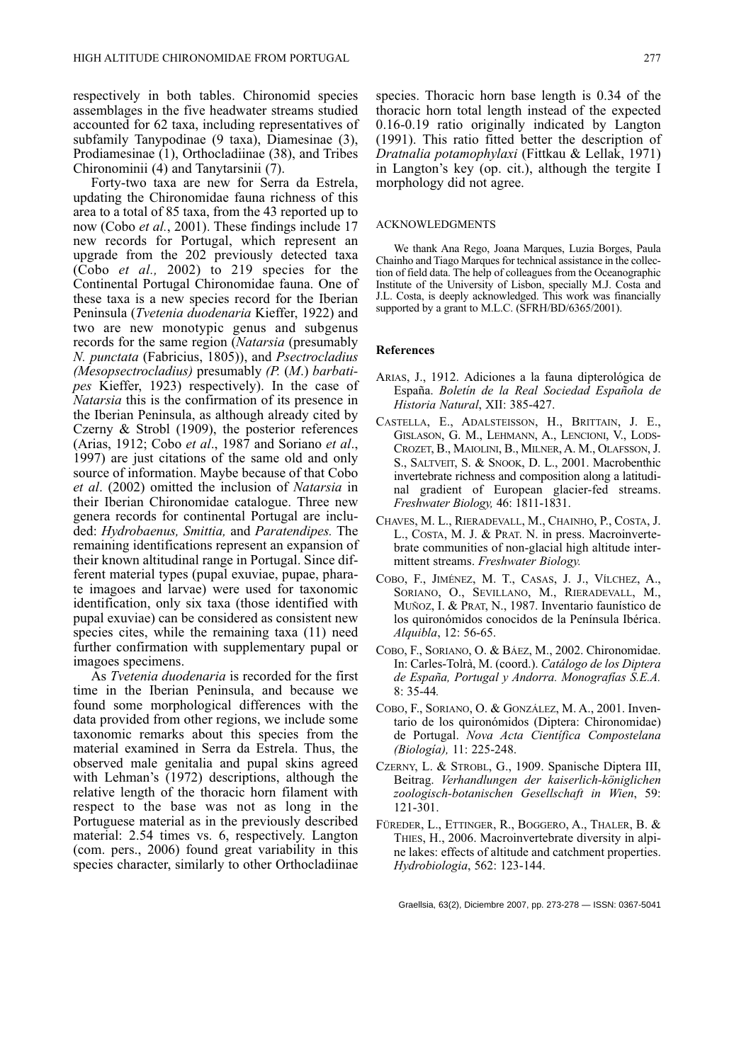respectively in both tables. Chironomid species assemblages in the five headwater streams studied accounted for 62 taxa, including representatives of subfamily Tanypodinae (9 taxa), Diamesinae (3), Prodiamesinae (1), Orthocladiinae (38), and Tribes Chironominii (4) and Tanytarsinii (7).

Forty-two taxa are new for Serra da Estrela, updating the Chironomidae fauna richness of this area to a total of 85 taxa, from the 43 reported up to now (Cobo *et al.*, 2001). These findings include 17 new records for Portugal, which represent an upgrade from the 202 previously detected taxa (Cobo *et al.,* 2002) to 219 species for the Continental Portugal Chironomidae fauna. One of these taxa is a new species record for the Iberian Peninsula (*Tvetenia duodenaria* Kieffer, 1922) and two are new monotypic genus and subgenus records for the same region (*Natarsia* (presumably *N. punctata* (Fabricius, 1805)), and *Psectrocladius (Mesopsectrocladius)* presumably *(P.* (*M*.) *barbatipes* Kieffer, 1923) respectively). In the case of *Natarsia* this is the confirmation of its presence in the Iberian Peninsula, as although already cited by Czerny & Strobl (1909), the posterior references (Arias, 1912; Cobo *et al*., 1987 and Soriano *et al*., 1997) are just citations of the same old and only source of information. Maybe because of that Cobo *et al*. (2002) omitted the inclusion of *Natarsia* in their Iberian Chironomidae catalogue. Three new genera records for continental Portugal are included: *Hydrobaenus, Smittia,* and *Paratendipes.* The remaining identifications represent an expansion of their known altitudinal range in Portugal. Since different material types (pupal exuviae, pupae, pharate imagoes and larvae) were used for taxonomic identification, only six taxa (those identified with pupal exuviae) can be considered as consistent new species cites, while the remaining taxa (11) need further confirmation with supplementary pupal or imagoes specimens.

As *Tvetenia duodenaria* is recorded for the first time in the Iberian Peninsula, and because we found some morphological differences with the data provided from other regions, we include some taxonomic remarks about this species from the material examined in Serra da Estrela. Thus, the observed male genitalia and pupal skins agreed with Lehman's (1972) descriptions, although the relative length of the thoracic horn filament with respect to the base was not as long in the Portuguese material as in the previously described material: 2.54 times vs. 6, respectively. Langton (com. pers., 2006) found great variability in this species character, similarly to other Orthocladiinae species. Thoracic horn base length is 0.34 of the thoracic horn total length instead of the expected 0.16-0.19 ratio originally indicated by Langton (1991). This ratio fitted better the description of *Dratnalia potamophylaxi* (Fittkau & Lellak, 1971) in Langton's key (op. cit.), although the tergite I morphology did not agree.

## ACKNOWLEDGMENTS

We thank Ana Rego, Joana Marques, Luzia Borges, Paula Chainho and Tiago Marques for technical assistance in the collection of field data. The help of colleagues from the Oceanographic Institute of the University of Lisbon, specially M.J. Costa and J.L. Costa, is deeply acknowledged. This work was financially supported by a grant to M.L.C. (SFRH/BD/6365/2001).

## References

Arias, J., 1912. Adiciones a la fauna dipterológica de España. *Boletín de la Real Sociedad Española de Historia Natural*, XII: 385-427.

Castella, E., Adalsteisson, H., Brittain, J. E., Gislason, G. M., Lehmann, A., Lencioni, V., Lods-Crozet, B., Maiolini, B., Milner, A. M., Olafsson, J. S., Saltveit, S. & Snook, D. L., 2001. Macrobenthic invertebrate richness and composition along a latitudinal gradient of European glacier-fed streams. *Freshwater Biology,* 46: 1811-1831.

Chaves, M. L., Rieradevall, M., Chainho, P., Costa, J. L., Costa, M. J. & Prat. N. in press. Macroinvertebrate communities of non-glacial high altitude intermittent streams. *Freshwater Biology.*

Cobo, F., Jiménez, M. T., Casas, J. J., Vílchez, A., Soriano, O., Sevillano, M., Rieradevall, M., Muñoz, I. & Prat, N., 1987. Inventario faunístico de los quironómidos conocidos de la Península Ibérica. *Alquibla*, 12: 56-65.

Cobo, F., Soriano, O. & Báez, M., 2002. Chironomidae. In: Carles-Tolrà, M. (coord.). *Catálogo de los Diptera de España, Portugal y Andorra. Monografías S.E.A.* 8: 35-44*.*

Cobo, F., Soriano, O. & González, M. A., 2001. Inventario de los quironómidos (Diptera: Chironomidae) de Portugal. *Nova Acta Científica Compostelana (Biología),* 11: 225-248.

Czerny, L. & Strobl, G., 1909. Spanische Diptera III, Beitrag. *Verhandlungen der kaiserlich-königlichen zoologisch-botanischen Gesellschaft in Wien*, 59: 121-301.

Füreder, L., Ettinger, R., Boggero, A., Thaler, B. & Thies, H., 2006. Macroinvertebrate diversity in alpine lakes: effects of altitude and catchment properties. *Hydrobiologia*, 562: 123-144.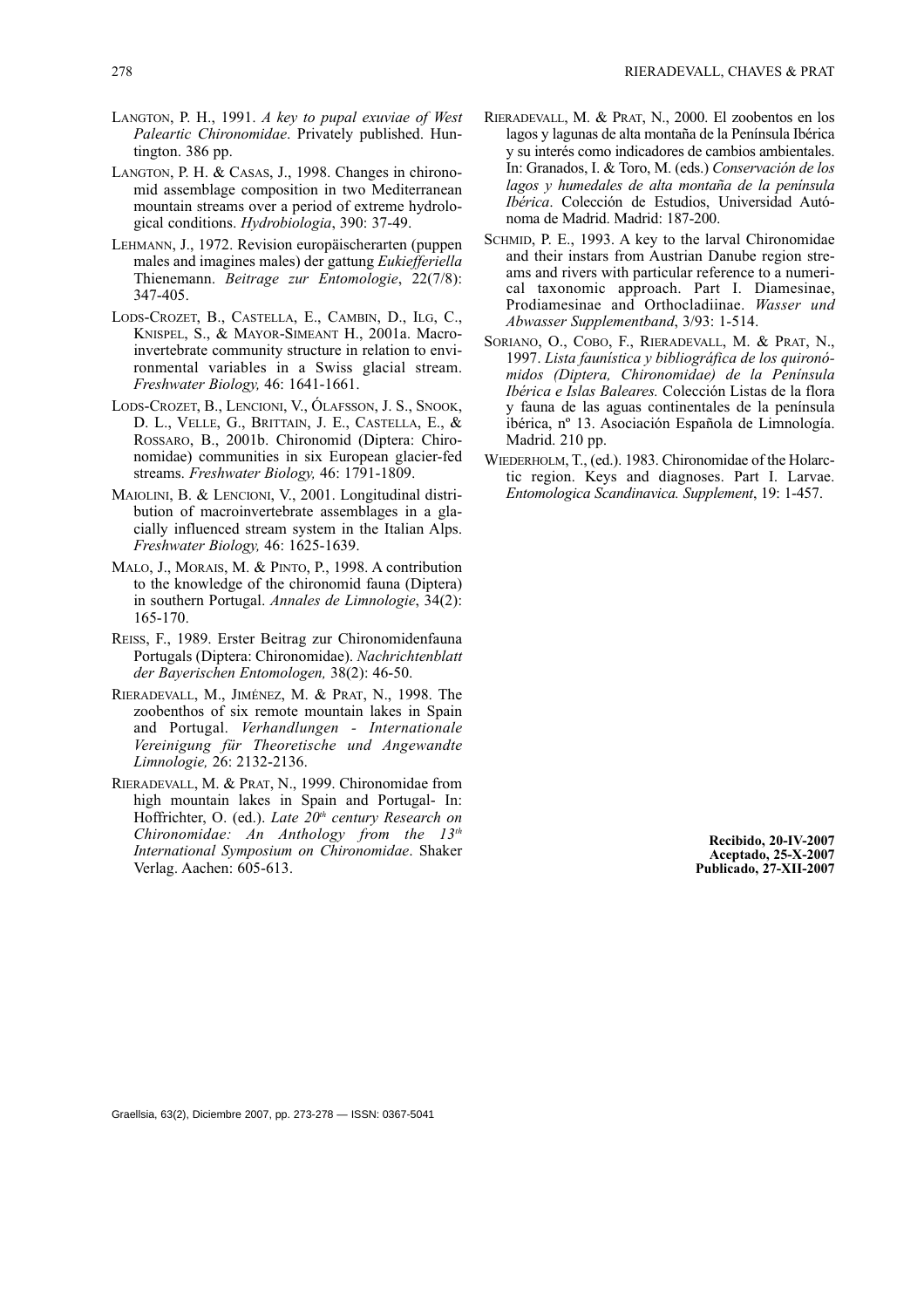LANGTON, P. H., 1991. *A key to pupal exuviae of West Paleartic Chironomidae*. Privately published. Huntingtion. 386 pp.

LANGTON, P. H. & CASAS, J., 1998. Changes in chironomid assemblage composition in two Mediterranean mountain streams over a period of extreme hydrological conditions. *Hydrobiologia*, 390: 37-49.

LEHMANN, J., 1972. Revision europäischerarten (puppen males and imagines males) der gattung *Eukiefferiella* Thienemann. *Beitrage zur Entomologie*, 22(7/8): 347-405.

LODS-CROZET, B., CASTELLA, E., CAMBIN, D., ILG, C., KNISPEL, S., & MAYOR-SIMEANT H., 2001a. Macroinvertebrate community structure in relation to environmental variables in a Swiss glacial stream. *Freshwater Biology,* 46: 1641-1661.

LODS-CROZET, B., LENCIONI, V., ÓLAFSSON, J. S., SNOOK, D. L., VELLE, G., BRITTAIN, J. E., CASTELLA, E., & ROSSARO, B., 2001b. Chironomid (Diptera: Chironomidae) communities in six European glacier-fed streams. *Freshwater Biology,* 46: 1791-1809.

MAIOLINI, B. & LENCIONI, V., 2001. Longitudinal distribution of macroinvertebrate assemblages in a glacially influenced stream system in the Italian Alps. *Freshwater Biology,* 46: 1625-1639.

MALO, J., MORAIS, M. & PINTO, P., 1998. A contribution to the knowledge of the chironomid fauna (Diptera) in southern Portugal. *Annales de Limnologie*, 34(2): 165-170.

REISS, F., 1989. Erster Beitrag zur Chironomidenfauna Portugals (Diptera: Chironomidae). *Nachrichtenblatt der Bayerischen Entomologen,* 38(2): 46-50.

RIERADEVALL, M., JIMÉNEZ, M. & PRAT, N., 1998. The zoobenthos of six remote mountain lakes in Spain and Portugal. *Verhandlungen - Internationale Vereinigung für Theoretische und Angewandte Limnologie,* 26: 2132-2136.

RIERADEVALL, M. & PRAT, N., 1999. Chironomidae from high mountain lakes in Spain and Portugal- In: Hoffrichter, O. (ed.). *Late 20th century Research on Chironomidae: An Anthology from the 13th International Symposium on Chironomidae*. Shaker Verlag. Aachen: 605-613.

RIERADEVALL, M. & PRAT, N., 2000. El zoobentos en los lagos y lagunas de alta montaña de la Península Ibérica y su interés como indicadores de cambios ambientales. In: Granados, I. & Toro, M. (eds.) *Conservación de los lagos y humedales de alta montaña de la península Ibérica*. Colección de Estudios, Universidad Autónoma de Madrid. Madrid: 187-200.

SCHMID, P. E., 1993. A key to the larval Chironomidae and their instars from Austrian Danube region streams and rivers with particular reference to a numerical taxonomic approach. Part I. Diamesinae, Prodiamesinae and Orthocladiinae. *Wasser und Abwasser Supplementband*, 3/93: 1-514.

SORIANO, O., COBO, F., RIERADEVALL, M. & PRAT, N., 1997. *Lista faunística y bibliográfica de los quironómidos (Diptera, Chironomidae) de la Península Ibérica e Islas Baleares.* Colección Listas de la flora y fauna de las aguas continentales de la península ibérica, nº 13. Asociación Española de Limnología. Madrid. 210 pp.

WIEDERHOLM, T., (ed.). 1983. Chironomidae of the Holarctic region. Keys and diagnoses. Part I. Larvae. *Entomologica Scandinavica. Supplement*, 19: 1-457.

**Recibido, 20-IV-2007**
**Aceptado, 25-X-2007**
**Publicado, 27-XII-2007**